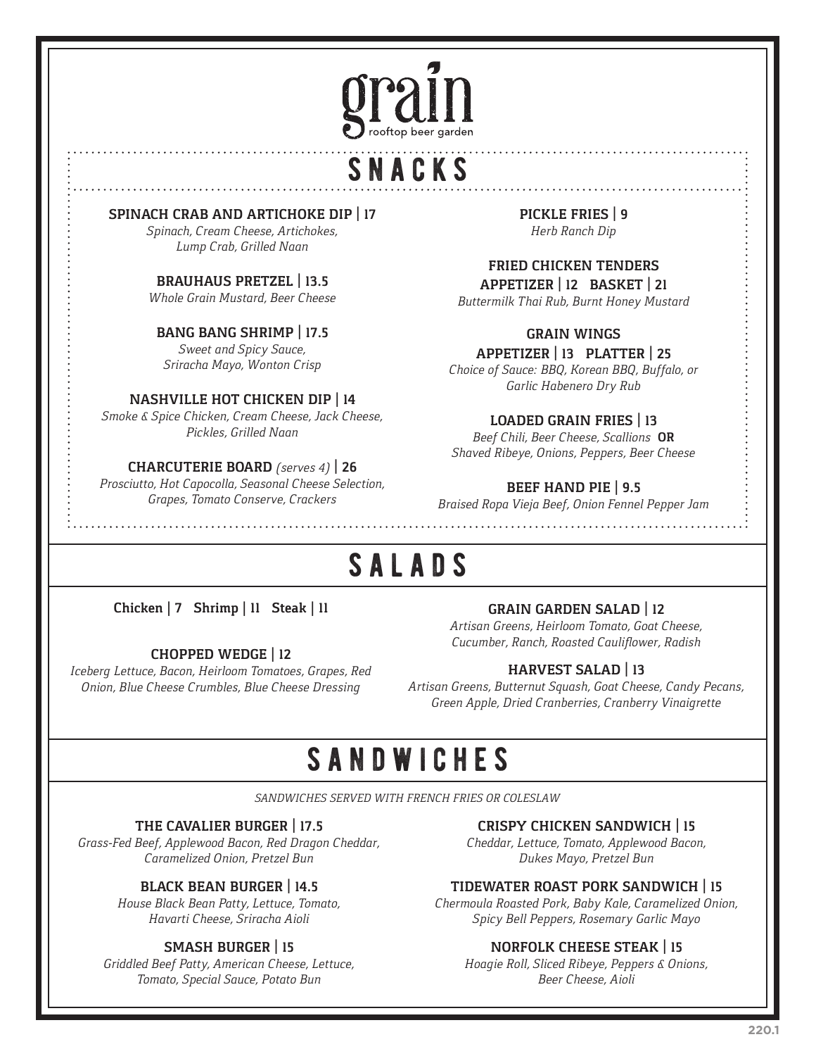# grain

rooftop beer garden

## SNACKS

**SPINACH CRAB AND ARTICHOKE DIP | 17**
*Spinach, Cream Cheese, Artichokes, Lump Crab, Grilled Naan*

**BRAUHAUS PRETZEL | 13.5**
*Whole Grain Mustard, Beer Cheese*

**BANG BANG SHRIMP | 17.5**
*Sweet and Spicy Sauce, Sriracha Mayo, Wonton Crisp*

**NASHVILLE HOT CHICKEN DIP | 14**
*Smoke & Spice Chicken, Cream Cheese, Jack Cheese, Pickles, Grilled Naan*

**CHARCUTERIE BOARD** *(serves 4)* **| 26**
*Prosciutto, Hot Capocolla, Seasonal Cheese Selection, Grapes, Tomato Conserve, Crackers*

**PICKLE FRIES | 9**
*Herb Ranch Dip*

**FRIED CHICKEN TENDERS**
**APPETIZER | 12 BASKET | 21**
*Buttermilk Thai Rub, Burnt Honey Mustard*

**GRAIN WINGS**
**APPETIZER | 13 PLATTER | 25**
*Choice of Sauce: BBQ, Korean BBQ, Buffalo, or Garlic Habenero Dry Rub*

**LOADED GRAIN FRIES | 13**
*Beef Chili, Beer Cheese, Scallions* **OR** *Shaved Ribeye, Onions, Peppers, Beer Cheese*

**BEEF HAND PIE | 9.5**
*Braised Ropa Vieja Beef, Onion Fennel Pepper Jam*

## SALADS

**Chicken | 7 Shrimp | 11 Steak | 11**

**CHOPPED WEDGE | 12**
*Iceberg Lettuce, Bacon, Heirloom Tomatoes, Grapes, Red Onion, Blue Cheese Crumbles, Blue Cheese Dressing*

**GRAIN GARDEN SALAD | 12**
*Artisan Greens, Heirloom Tomato, Goat Cheese, Cucumber, Ranch, Roasted Cauliflower, Radish*

**HARVEST SALAD | 13**
*Artisan Greens, Butternut Squash, Goat Cheese, Candy Pecans, Green Apple, Dried Cranberries, Cranberry Vinaigrette*

## SANDWICHES

*SANDWICHES SERVED WITH FRENCH FRIES OR COLESLAW*

**THE CAVALIER BURGER | 17.5**
*Grass-Fed Beef, Applewood Bacon, Red Dragon Cheddar, Caramelized Onion, Pretzel Bun*

**BLACK BEAN BURGER | 14.5**
*House Black Bean Patty, Lettuce, Tomato, Havarti Cheese, Sriracha Aioli*

**SMASH BURGER | 15**
*Griddled Beef Patty, American Cheese, Lettuce, Tomato, Special Sauce, Potato Bun*

**CRISPY CHICKEN SANDWICH | 15**
*Cheddar, Lettuce, Tomato, Applewood Bacon, Dukes Mayo, Pretzel Bun*

**TIDEWATER ROAST PORK SANDWICH | 15**
*Chermoula Roasted Pork, Baby Kale, Caramelized Onion, Spicy Bell Peppers, Rosemary Garlic Mayo*

**NORFOLK CHEESE STEAK | 15**
*Hoagie Roll, Sliced Ribeye, Peppers & Onions, Beer Cheese, Aioli*

220.1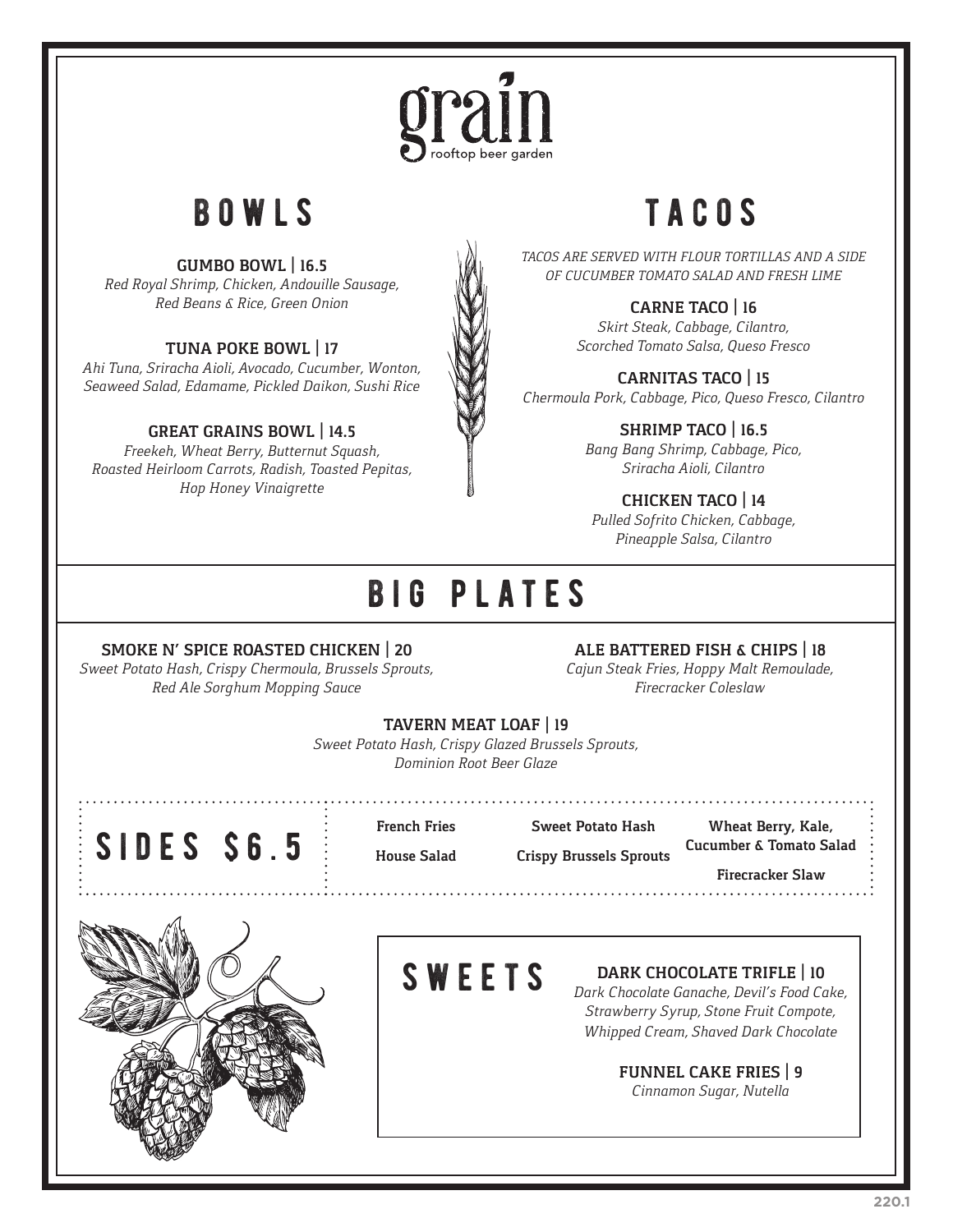# grain

rooftop beer garden

## BOWLS

**GUMBO BOWL | 16.5**
*Red Royal Shrimp, Chicken, Andouille Sausage, Red Beans & Rice, Green Onion*

**TUNA POKE BOWL | 17**
*Ahi Tuna, Sriracha Aioli, Avocado, Cucumber, Wonton, Seaweed Salad, Edamame, Pickled Daikon, Sushi Rice*

**GREAT GRAINS BOWL | 14.5**
*Freekeh, Wheat Berry, Butternut Squash, Roasted Heirloom Carrots, Radish, Toasted Pepitas, Hop Honey Vinaigrette*

## TACOS

*TACOS ARE SERVED WITH FLOUR TORTILLAS AND A SIDE OF CUCUMBER TOMATO SALAD AND FRESH LIME*

**CARNE TACO | 16**
*Skirt Steak, Cabbage, Cilantro, Scorched Tomato Salsa, Queso Fresco*

**CARNITAS TACO | 15**
*Chermoula Pork, Cabbage, Pico, Queso Fresco, Cilantro*

**SHRIMP TACO | 16.5**
*Bang Bang Shrimp, Cabbage, Pico, Sriracha Aioli, Cilantro*

**CHICKEN TACO | 14**
*Pulled Sofrito Chicken, Cabbage, Pineapple Salsa, Cilantro*

## BIG PLATES

**SMOKE N' SPICE ROASTED CHICKEN | 20**
*Sweet Potato Hash, Crispy Chermoula, Brussels Sprouts, Red Ale Sorghum Mopping Sauce*

**ALE BATTERED FISH & CHIPS | 18**
*Cajun Steak Fries, Hoppy Malt Remoulade, Firecracker Coleslaw*

**TAVERN MEAT LOAF | 19**
*Sweet Potato Hash, Crispy Glazed Brussels Sprouts, Dominion Root Beer Glaze*

## SIDES $6.5

- French Fries
- House Salad
- Sweet Potato Hash
- Crispy Brussels Sprouts
- Wheat Berry, Kale, Cucumber & Tomato Salad
- Firecracker Slaw

## SWEETS

**DARK CHOCOLATE TRIFLE | 10**
*Dark Chocolate Ganache, Devil's Food Cake, Strawberry Syrup, Stone Fruit Compote, Whipped Cream, Shaved Dark Chocolate*

**FUNNEL CAKE FRIES | 9**
*Cinnamon Sugar, Nutella*

220.1